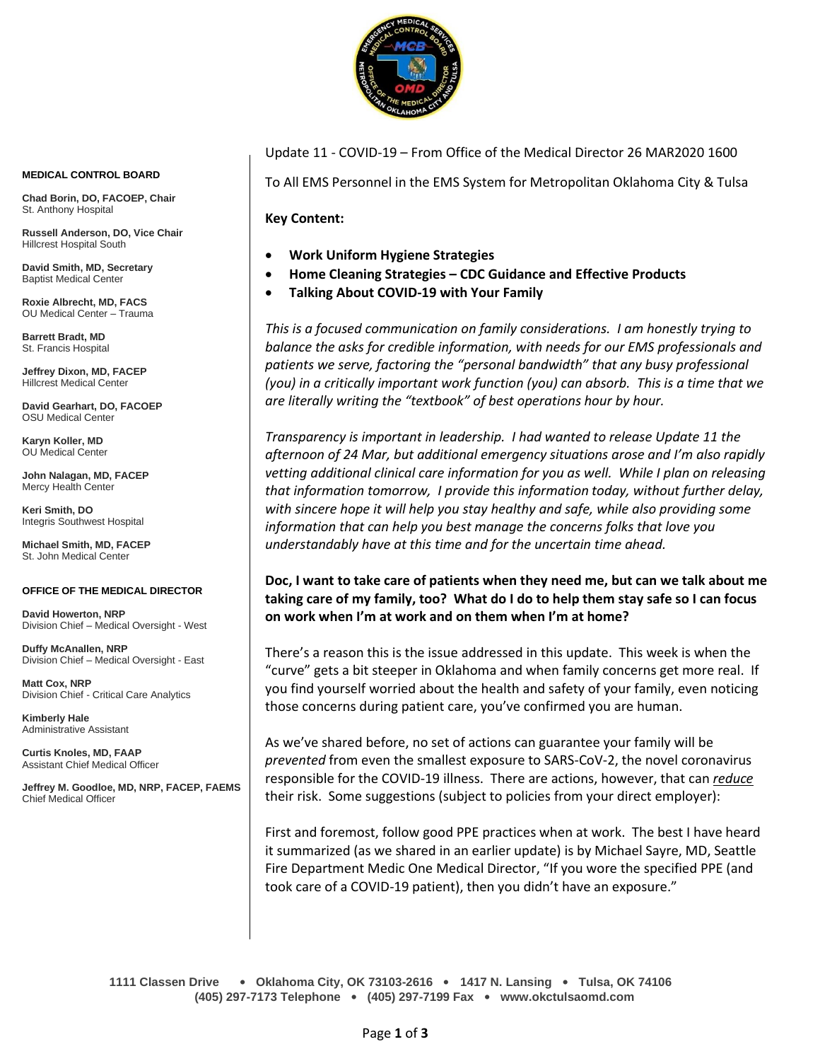**MEDICAL CONTROL BOARD**

**Chad Borin, DO, FACOEP, Chair**
St. Anthony Hospital

**Russell Anderson, DO, Vice Chair**
Hillcrest Hospital South

**David Smith, MD, Secretary**
Baptist Medical Center

**Roxie Albrecht, MD, FACS**
OU Medical Center – Trauma

**Barrett Bradt, MD**
St. Francis Hospital

**Jeffrey Dixon, MD, FACEP**
Hillcrest Medical Center

**David Gearhart, DO, FACOEP**
OSU Medical Center

**Karyn Koller, MD**
OU Medical Center

**John Nalagan, MD, FACEP**
Mercy Health Center

**Keri Smith, DO**
Integris Southwest Hospital

**Michael Smith, MD, FACEP**
St. John Medical Center

**OFFICE OF THE MEDICAL DIRECTOR**

**David Howerton, NRP**
Division Chief – Medical Oversight - West

**Duffy McAnallen, NRP**
Division Chief – Medical Oversight - East

**Matt Cox, NRP**
Division Chief - Critical Care Analytics

**Kimberly Hale**
Administrative Assistant

**Curtis Knoles, MD, FAAP**
Assistant Chief Medical Officer

**Jeffrey M. Goodloe, MD, NRP, FACEP, FAEMS**
Chief Medical Officer

---

Update 11 - COVID-19 – From Office of the Medical Director 26 MAR2020 1600

To All EMS Personnel in the EMS System for Metropolitan Oklahoma City & Tulsa

**Key Content:**

- **Work Uniform Hygiene Strategies**
- **Home Cleaning Strategies – CDC Guidance and Effective Products**
- **Talking About COVID-19 with Your Family**

*This is a focused communication on family considerations. I am honestly trying to balance the asks for credible information, with needs for our EMS professionals and patients we serve, factoring the "personal bandwidth" that any busy professional (you) in a critically important work function (you) can absorb. This is a time that we are literally writing the "textbook" of best operations hour by hour.*

*Transparency is important in leadership. I had wanted to release Update 11 the afternoon of 24 Mar, but additional emergency situations arose and I'm also rapidly vetting additional clinical care information for you as well. While I plan on releasing that information tomorrow, I provide this information today, without further delay, with sincere hope it will help you stay healthy and safe, while also providing some information that can help you best manage the concerns folks that love you understandably have at this time and for the uncertain time ahead.*

**Doc, I want to take care of patients when they need me, but can we talk about me taking care of my family, too? What do I do to help them stay safe so I can focus on work when I'm at work and on them when I'm at home?**

There's a reason this is the issue addressed in this update. This week is when the "curve" gets a bit steeper in Oklahoma and when family concerns get more real. If you find yourself worried about the health and safety of your family, even noticing those concerns during patient care, you've confirmed you are human.

As we've shared before, no set of actions can guarantee your family will be *prevented* from even the smallest exposure to SARS-CoV-2, the novel coronavirus responsible for the COVID-19 illness. There are actions, however, that can ***reduce*** their risk. Some suggestions (subject to policies from your direct employer):

First and foremost, follow good PPE practices when at work. The best I have heard it summarized (as we shared in an earlier update) is by Michael Sayre, MD, Seattle Fire Department Medic One Medical Director, "If you wore the specified PPE (and took care of a COVID-19 patient), then you didn't have an exposure."

**1111 Classen Drive • Oklahoma City, OK 73103-2616 • 1417 N. Lansing • Tulsa, OK 74106**
**(405) 297-7173 Telephone • (405) 297-7199 Fax • www.okctulsaomd.com**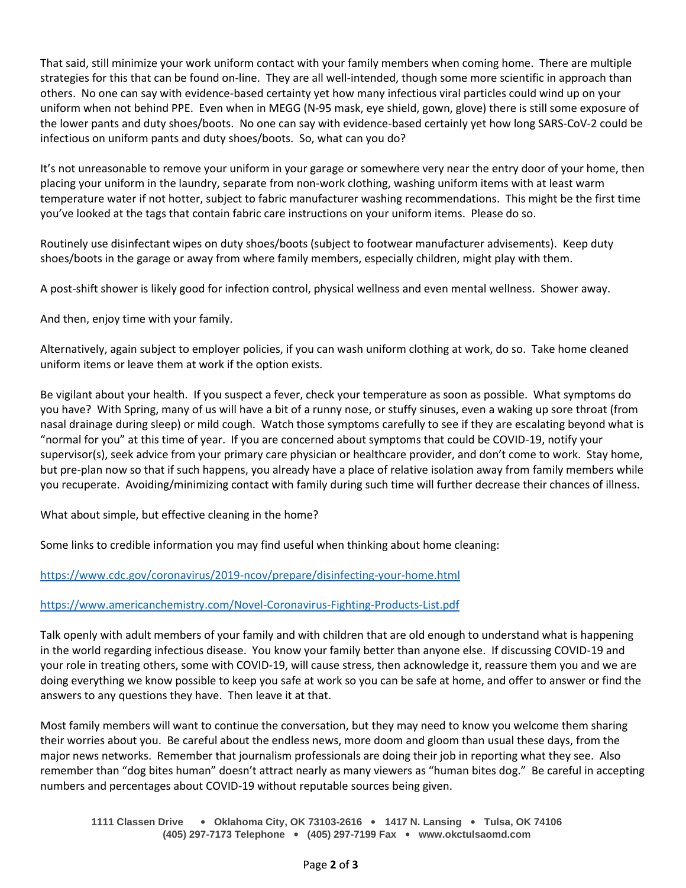That said, still minimize your work uniform contact with your family members when coming home. There are multiple strategies for this that can be found on-line. They are all well-intended, though some more scientific in approach than others. No one can say with evidence-based certainty yet how many infectious viral particles could wind up on your uniform when not behind PPE. Even when in MEGG (N-95 mask, eye shield, gown, glove) there is still some exposure of the lower pants and duty shoes/boots. No one can say with evidence-based certainly yet how long SARS-CoV-2 could be infectious on uniform pants and duty shoes/boots. So, what can you do?

It's not unreasonable to remove your uniform in your garage or somewhere very near the entry door of your home, then placing your uniform in the laundry, separate from non-work clothing, washing uniform items with at least warm temperature water if not hotter, subject to fabric manufacturer washing recommendations. This might be the first time you've looked at the tags that contain fabric care instructions on your uniform items. Please do so.

Routinely use disinfectant wipes on duty shoes/boots (subject to footwear manufacturer advisements). Keep duty shoes/boots in the garage or away from where family members, especially children, might play with them.

A post-shift shower is likely good for infection control, physical wellness and even mental wellness. Shower away.

And then, enjoy time with your family.

Alternatively, again subject to employer policies, if you can wash uniform clothing at work, do so. Take home cleaned uniform items or leave them at work if the option exists.

Be vigilant about your health. If you suspect a fever, check your temperature as soon as possible. What symptoms do you have? With Spring, many of us will have a bit of a runny nose, or stuffy sinuses, even a waking up sore throat (from nasal drainage during sleep) or mild cough. Watch those symptoms carefully to see if they are escalating beyond what is "normal for you" at this time of year. If you are concerned about symptoms that could be COVID-19, notify your supervisor(s), seek advice from your primary care physician or healthcare provider, and don't come to work. Stay home, but pre-plan now so that if such happens, you already have a place of relative isolation away from family members while you recuperate. Avoiding/minimizing contact with family during such time will further decrease their chances of illness.

What about simple, but effective cleaning in the home?

Some links to credible information you may find useful when thinking about home cleaning:

https://www.cdc.gov/coronavirus/2019-ncov/prepare/disinfecting-your-home.html

https://www.americanchemistry.com/Novel-Coronavirus-Fighting-Products-List.pdf

Talk openly with adult members of your family and with children that are old enough to understand what is happening in the world regarding infectious disease. You know your family better than anyone else. If discussing COVID-19 and your role in treating others, some with COVID-19, will cause stress, then acknowledge it, reassure them you and we are doing everything we know possible to keep you safe at work so you can be safe at home, and offer to answer or find the answers to any questions they have. Then leave it at that.

Most family members will want to continue the conversation, but they may need to know you welcome them sharing their worries about you. Be careful about the endless news, more doom and gloom than usual these days, from the major news networks. Remember that journalism professionals are doing their job in reporting what they see. Also remember than "dog bites human" doesn't attract nearly as many viewers as "human bites dog." Be careful in accepting numbers and percentages about COVID-19 without reputable sources being given.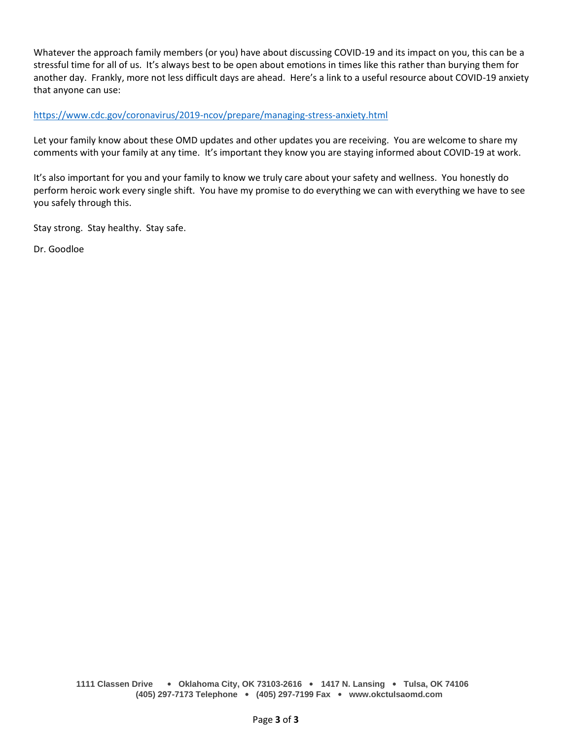Whatever the approach family members (or you) have about discussing COVID-19 and its impact on you, this can be a stressful time for all of us. It's always best to be open about emotions in times like this rather than burying them for another day. Frankly, more not less difficult days are ahead. Here's a link to a useful resource about COVID-19 anxiety that anyone can use:

https://www.cdc.gov/coronavirus/2019-ncov/prepare/managing-stress-anxiety.html

Let your family know about these OMD updates and other updates you are receiving. You are welcome to share my comments with your family at any time. It's important they know you are staying informed about COVID-19 at work.

It's also important for you and your family to know we truly care about your safety and wellness. You honestly do perform heroic work every single shift. You have my promise to do everything we can with everything we have to see you safely through this.

Stay strong. Stay healthy. Stay safe.

Dr. Goodloe

**1111 Classen Drive • Oklahoma City, OK 73103-2616 • 1417 N. Lansing • Tulsa, OK 74106**
**(405) 297-7173 Telephone • (405) 297-7199 Fax • www.okctulsaomd.com**